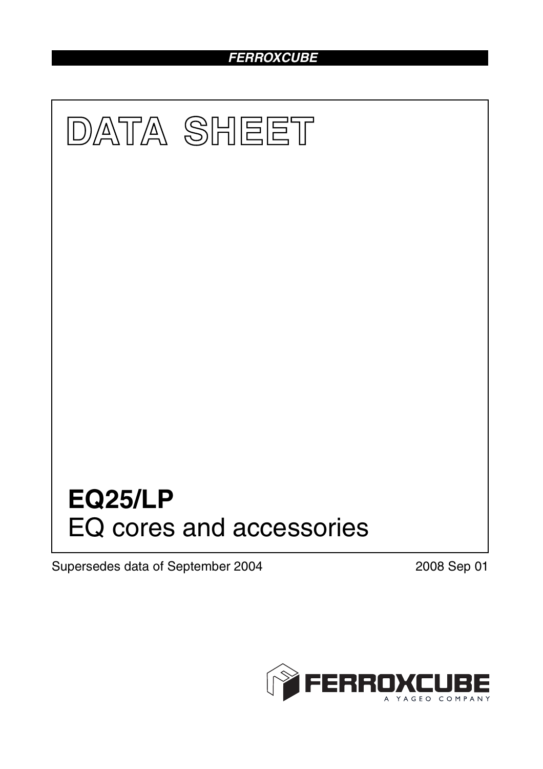FERROXCUBE

# DATA SHEET

# EQ25/LP

## EQ cores and accessories

Supersedes data of September 2004

2008 Sep 01

FERROXCUBE

A YAGEO COMPANY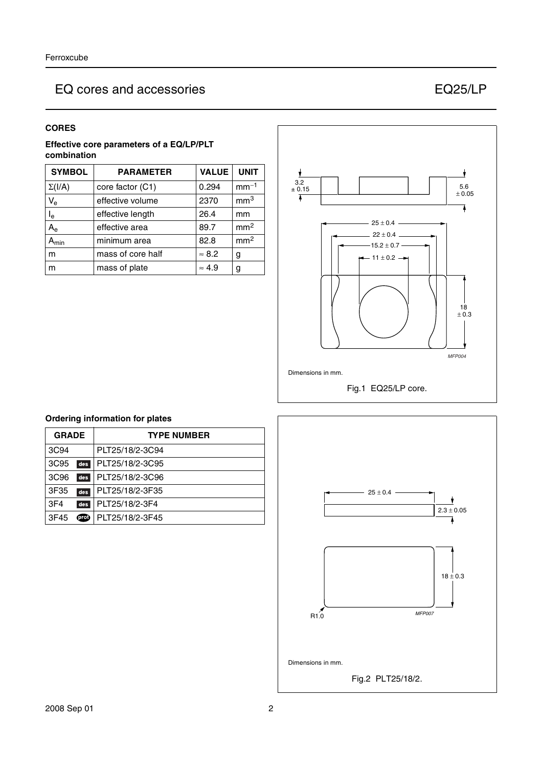# EQ cores and accessories — EQ25/LP

## CORES

### Effective core parameters of a EQ/LP/PLT combination

| SYMBOL | PARAMETER | VALUE | UNIT |
|---|---|---|---|
| $\Sigma(l/A)$ | core factor (C1) | 0.294 | $mm^{-1}$ |
| $V_e$ | effective volume | 2370 | $mm^3$ |
| $l_e$ | effective length | 26.4 | mm |
| $A_e$ | effective area | 89.7 | $mm^2$ |
| $A_{min}$ | minimum area | 82.8 | $mm^2$ |
| m | mass of core half | ≈ 8.2 | g |
| m | mass of plate | ≈ 4.9 | g |

Dimensions in mm.

Fig.1 EQ25/LP core.

### Ordering information for plates

| GRADE | TYPE NUMBER |
|---|---|
| 3C94 | PLT25/18/2-3C94 |
| 3C95 des | PLT25/18/2-3C95 |
| 3C96 des | PLT25/18/2-3C96 |
| 3F35 des | PLT25/18/2-3F35 |
| 3F4 des | PLT25/18/2-3F4 |
| 3F45 prot | PLT25/18/2-3F45 |

Dimensions in mm.

Fig.2 PLT25/18/2.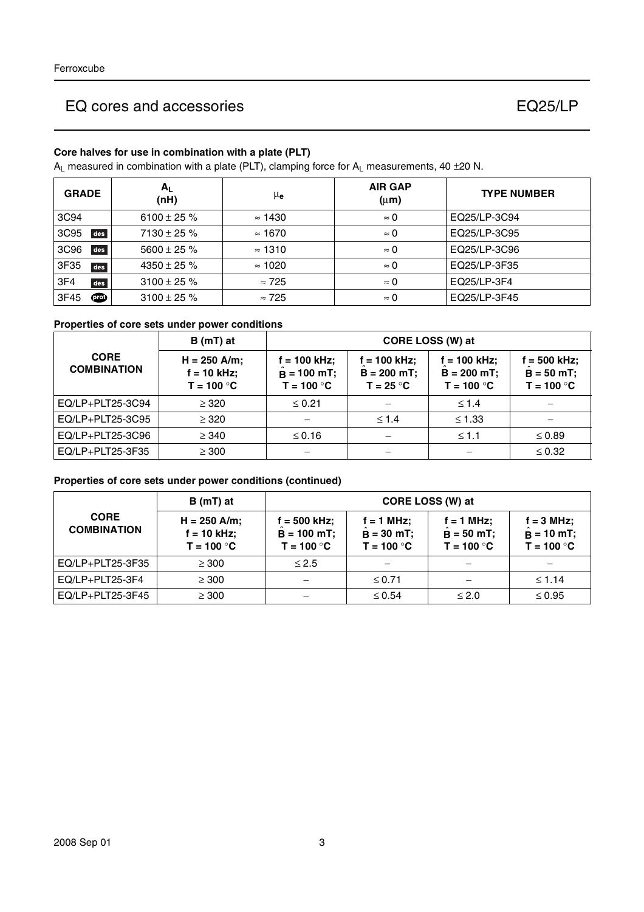## EQ cores and accessories — EQ25/LP

### Core halves for use in combination with a plate (PLT)

$A_L$ measured in combination with a plate (PLT), clamping force for $A_L$ measurements, 40 ±20 N.

| GRADE | $A_L$ (nH) | $\mu_e$ | AIR GAP ($\mu$m) | TYPE NUMBER |
|---|---|---|---|---|
| 3C94 | 6100 ± 25 % | ≈ 1430 | ≈ 0 | EQ25/LP-3C94 |
| 3C95 des | 7130 ± 25 % | ≈ 1670 | ≈ 0 | EQ25/LP-3C95 |
| 3C96 des | 5600 ± 25 % | ≈ 1310 | ≈ 0 | EQ25/LP-3C96 |
| 3F35 des | 4350 ± 25 % | ≈ 1020 | ≈ 0 | EQ25/LP-3F35 |
| 3F4 des | 3100 ± 25 % | ≈ 725 | ≈ 0 | EQ25/LP-3F4 |
| 3F45 prot | 3100 ± 25 % | ≈ 725 | ≈ 0 | EQ25/LP-3F45 |

### Properties of core sets under power conditions

| CORE COMBINATION | B (mT) at | CORE LOSS (W) at | | | |
|---|---|---|---|---|---|
| | H = 250 A/m; f = 10 kHz; T = 100 °C | f = 100 kHz; $\hat{B}$ = 100 mT; T = 100 °C | f = 100 kHz; $\hat{B}$ = 200 mT; T = 25 °C | f = 100 kHz; $\hat{B}$ = 200 mT; T = 100 °C | f = 500 kHz; $\hat{B}$ = 50 mT; T = 100 °C |
| EQ/LP+PLT25-3C94 | ≥ 320 | ≤ 0.21 | – | ≤ 1.4 | – |
| EQ/LP+PLT25-3C95 | ≥ 320 | – | ≤ 1.4 | ≤ 1.33 | – |
| EQ/LP+PLT25-3C96 | ≥ 340 | ≤ 0.16 | – | ≤ 1.1 | ≤ 0.89 |
| EQ/LP+PLT25-3F35 | ≥ 300 | – | – | – | ≤ 0.32 |

### Properties of core sets under power conditions (continued)

| CORE COMBINATION | B (mT) at | CORE LOSS (W) at | | | |
|---|---|---|---|---|---|
| | H = 250 A/m; f = 10 kHz; T = 100 °C | f = 500 kHz; $\hat{B}$ = 100 mT; T = 100 °C | f = 1 MHz; $\hat{B}$ = 30 mT; T = 100 °C | f = 1 MHz; $\hat{B}$ = 50 mT; T = 100 °C | f = 3 MHz; $\hat{B}$ = 10 mT; T = 100 °C |
| EQ/LP+PLT25-3F35 | ≥ 300 | ≤ 2.5 | – | – | – |
| EQ/LP+PLT25-3F4 | ≥ 300 | – | ≤ 0.71 | – | ≤ 1.14 |
| EQ/LP+PLT25-3F45 | ≥ 300 | – | ≤ 0.54 | ≤ 2.0 | ≤ 0.95 |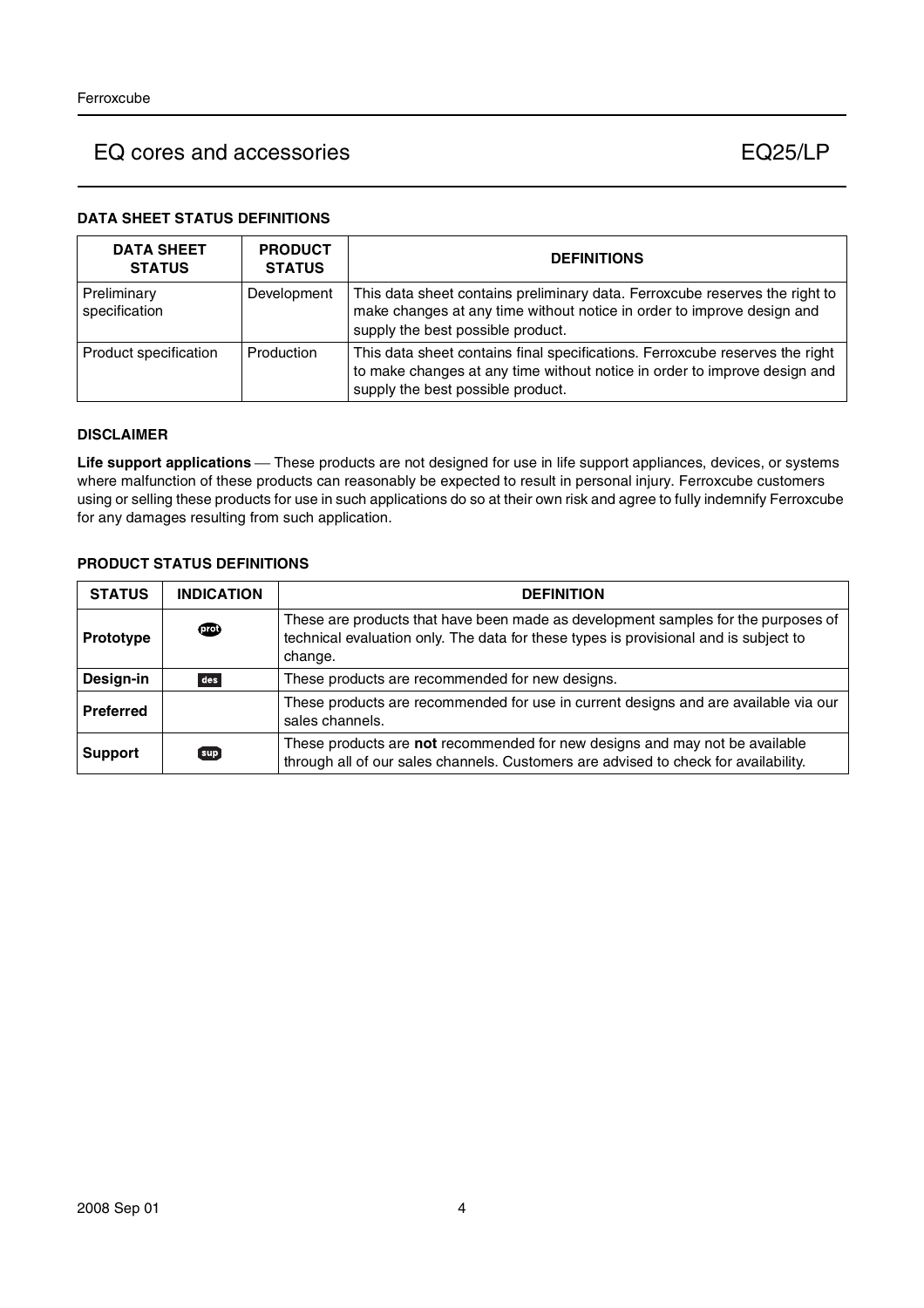### DATA SHEET STATUS DEFINITIONS

| DATA SHEET STATUS | PRODUCT STATUS | DEFINITIONS |
|---|---|---|
| Preliminary specification | Development | This data sheet contains preliminary data. Ferroxcube reserves the right to make changes at any time without notice in order to improve design and supply the best possible product. |
| Product specification | Production | This data sheet contains final specifications. Ferroxcube reserves the right to make changes at any time without notice in order to improve design and supply the best possible product. |

### DISCLAIMER

**Life support applications** — These products are not designed for use in life support appliances, devices, or systems where malfunction of these products can reasonably be expected to result in personal injury. Ferroxcube customers using or selling these products for use in such applications do so at their own risk and agree to fully indemnify Ferroxcube for any damages resulting from such application.

### PRODUCT STATUS DEFINITIONS

| STATUS | INDICATION | DEFINITION |
|---|---|---|
| **Prototype** | prot | These are products that have been made as development samples for the purposes of technical evaluation only. The data for these types is provisional and is subject to change. |
| **Design-in** | des | These products are recommended for new designs. |
| **Preferred** | | These products are recommended for use in current designs and are available via our sales channels. |
| **Support** | sup | These products are **not** recommended for new designs and may not be available through all of our sales channels. Customers are advised to check for availability. |